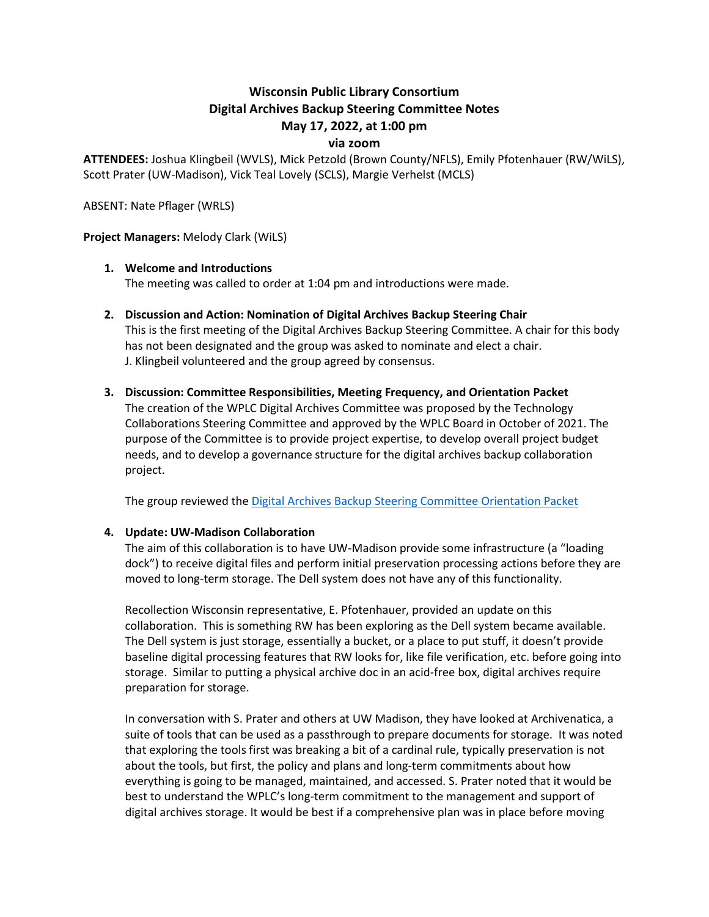# Wisconsin Public Library Consortium
## Digital Archives Backup Steering Committee Notes
### May 17, 2022, at 1:00 pm
### via zoom

**ATTENDEES:** Joshua Klingbeil (WVLS), Mick Petzold (Brown County/NFLS), Emily Pfotenhauer (RW/WiLS), Scott Prater (UW-Madison), Vick Teal Lovely (SCLS), Margie Verhelst (MCLS)

ABSENT: Nate Pflager (WRLS)

**Project Managers:** Melody Clark (WiLS)

1. **Welcome and Introductions**
   The meeting was called to order at 1:04 pm and introductions were made.

2. **Discussion and Action: Nomination of Digital Archives Backup Steering Chair**
   This is the first meeting of the Digital Archives Backup Steering Committee. A chair for this body has not been designated and the group was asked to nominate and elect a chair.
   J. Klingbeil volunteered and the group agreed by consensus.

3. **Discussion: Committee Responsibilities, Meeting Frequency, and Orientation Packet**
   The creation of the WPLC Digital Archives Committee was proposed by the Technology Collaborations Steering Committee and approved by the WPLC Board in October of 2021. The purpose of the Committee is to provide project expertise, to develop overall project budget needs, and to develop a governance structure for the digital archives backup collaboration project.

   The group reviewed the Digital Archives Backup Steering Committee Orientation Packet

4. **Update: UW-Madison Collaboration**
   The aim of this collaboration is to have UW-Madison provide some infrastructure (a "loading dock") to receive digital files and perform initial preservation processing actions before they are moved to long-term storage. The Dell system does not have any of this functionality.

   Recollection Wisconsin representative, E. Pfotenhauer, provided an update on this collaboration. This is something RW has been exploring as the Dell system became available. The Dell system is just storage, essentially a bucket, or a place to put stuff, it doesn't provide baseline digital processing features that RW looks for, like file verification, etc. before going into storage. Similar to putting a physical archive doc in an acid-free box, digital archives require preparation for storage.

   In conversation with S. Prater and others at UW Madison, they have looked at Archivenatica, a suite of tools that can be used as a passthrough to prepare documents for storage. It was noted that exploring the tools first was breaking a bit of a cardinal rule, typically preservation is not about the tools, but first, the policy and plans and long-term commitments about how everything is going to be managed, maintained, and accessed. S. Prater noted that it would be best to understand the WPLC's long-term commitment to the management and support of digital archives storage. It would be best if a comprehensive plan was in place before moving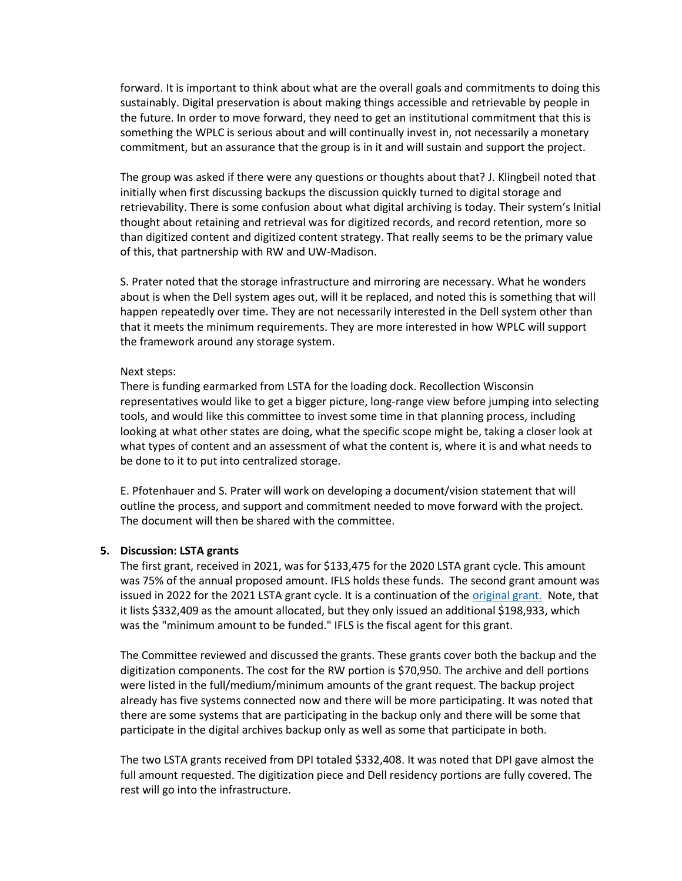forward. It is important to think about what are the overall goals and commitments to doing this sustainably. Digital preservation is about making things accessible and retrievable by people in the future. In order to move forward, they need to get an institutional commitment that this is something the WPLC is serious about and will continually invest in, not necessarily a monetary commitment, but an assurance that the group is in it and will sustain and support the project.

The group was asked if there were any questions or thoughts about that? J. Klingbeil noted that initially when first discussing backups the discussion quickly turned to digital storage and retrievability. There is some confusion about what digital archiving is today. Their system's Initial thought about retaining and retrieval was for digitized records, and record retention, more so than digitized content and digitized content strategy. That really seems to be the primary value of this, that partnership with RW and UW-Madison.

S. Prater noted that the storage infrastructure and mirroring are necessary. What he wonders about is when the Dell system ages out, will it be replaced, and noted this is something that will happen repeatedly over time. They are not necessarily interested in the Dell system other than that it meets the minimum requirements. They are more interested in how WPLC will support the framework around any storage system.

Next steps:
There is funding earmarked from LSTA for the loading dock. Recollection Wisconsin representatives would like to get a bigger picture, long-range view before jumping into selecting tools, and would like this committee to invest some time in that planning process, including looking at what other states are doing, what the specific scope might be, taking a closer look at what types of content and an assessment of what the content is, where it is and what needs to be done to it to put into centralized storage.

E. Pfotenhauer and S. Prater will work on developing a document/vision statement that will outline the process, and support and commitment needed to move forward with the project. The document will then be shared with the committee.

5. **Discussion: LSTA grants**

The first grant, received in 2021, was for $133,475 for the 2020 LSTA grant cycle. This amount was 75% of the annual proposed amount. IFLS holds these funds. The second grant amount was issued in 2022 for the 2021 LSTA grant cycle. It is a continuation of the original grant. Note, that it lists $332,409 as the amount allocated, but they only issued an additional $198,933, which was the "minimum amount to be funded." IFLS is the fiscal agent for this grant.

The Committee reviewed and discussed the grants. These grants cover both the backup and the digitization components. The cost for the RW portion is $70,950. The archive and dell portions were listed in the full/medium/minimum amounts of the grant request. The backup project already has five systems connected now and there will be more participating. It was noted that there are some systems that are participating in the backup only and there will be some that participate in the digital archives backup only as well as some that participate in both.

The two LSTA grants received from DPI totaled $332,408. It was noted that DPI gave almost the full amount requested. The digitization piece and Dell residency portions are fully covered. The rest will go into the infrastructure.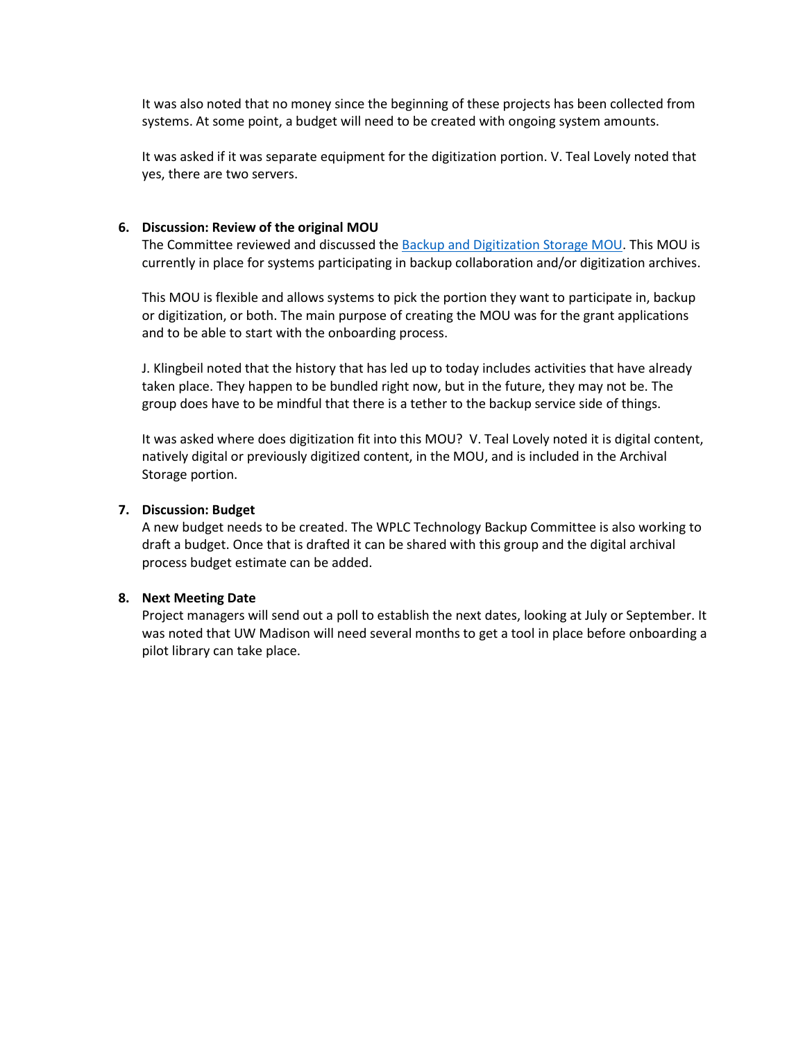It was also noted that no money since the beginning of these projects has been collected from systems. At some point, a budget will need to be created with ongoing system amounts.

It was asked if it was separate equipment for the digitization portion. V. Teal Lovely noted that yes, there are two servers.

6. **Discussion: Review of the original MOU**

   The Committee reviewed and discussed the Backup and Digitization Storage MOU. This MOU is currently in place for systems participating in backup collaboration and/or digitization archives.

   This MOU is flexible and allows systems to pick the portion they want to participate in, backup or digitization, or both. The main purpose of creating the MOU was for the grant applications and to be able to start with the onboarding process.

   J. Klingbeil noted that the history that has led up to today includes activities that have already taken place. They happen to be bundled right now, but in the future, they may not be. The group does have to be mindful that there is a tether to the backup service side of things.

   It was asked where does digitization fit into this MOU? V. Teal Lovely noted it is digital content, natively digital or previously digitized content, in the MOU, and is included in the Archival Storage portion.

7. **Discussion: Budget**

   A new budget needs to be created. The WPLC Technology Backup Committee is also working to draft a budget. Once that is drafted it can be shared with this group and the digital archival process budget estimate can be added.

8. **Next Meeting Date**

   Project managers will send out a poll to establish the next dates, looking at July or September. It was noted that UW Madison will need several months to get a tool in place before onboarding a pilot library can take place.